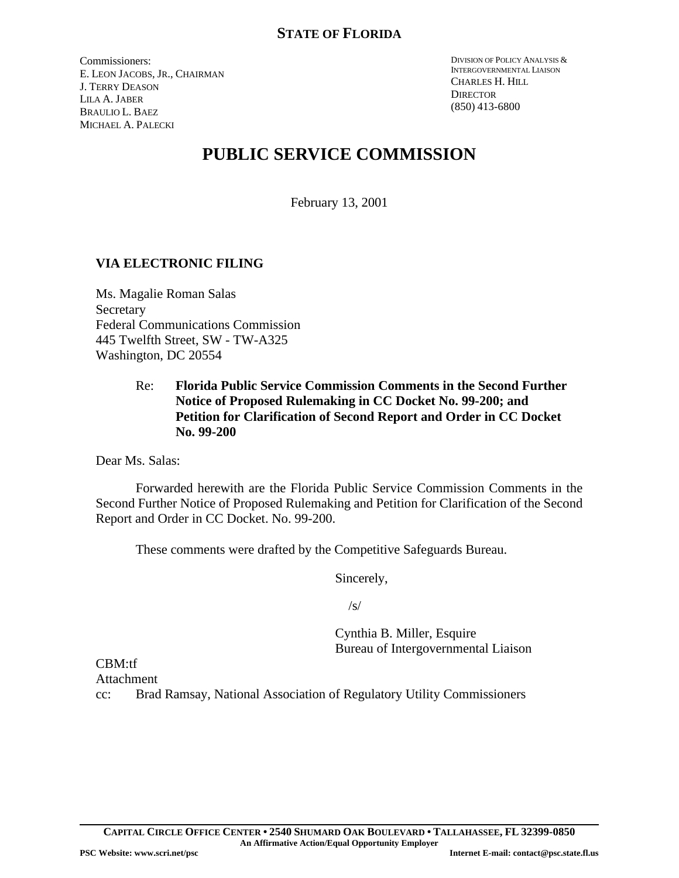**STATE OF FLORIDA**

Commissioners:
E. LEON JACOBS, JR., CHAIRMAN
J. TERRY DEASON
LILA A. JABER
BRAULIO L. BAEZ
MICHAEL A. PALECKI

DIVISION OF POLICY ANALYSIS & INTERGOVERNMENTAL LIAISON
CHARLES H. HILL
DIRECTOR
(850) 413-6800

# PUBLIC SERVICE COMMISSION

February 13, 2001

**VIA ELECTRONIC FILING**

Ms. Magalie Roman Salas
Secretary
Federal Communications Commission
445 Twelfth Street, SW - TW-A325
Washington, DC 20554

Re: **Florida Public Service Commission Comments in the Second Further Notice of Proposed Rulemaking in CC Docket No. 99-200; and Petition for Clarification of Second Report and Order in CC Docket No. 99-200**

Dear Ms. Salas:

Forwarded herewith are the Florida Public Service Commission Comments in the Second Further Notice of Proposed Rulemaking and Petition for Clarification of the Second Report and Order in CC Docket. No. 99-200.

These comments were drafted by the Competitive Safeguards Bureau.

Sincerely,

/s/

Cynthia B. Miller, Esquire
Bureau of Intergovernmental Liaison

CBM:tf
Attachment
cc: Brad Ramsay, National Association of Regulatory Utility Commissioners

**CAPITAL CIRCLE OFFICE CENTER • 2540 SHUMARD OAK BOULEVARD • TALLAHASSEE, FL 32399-0850**
**An Affirmative Action/Equal Opportunity Employer**
**PSC Website: www.scri.net/psc** **Internet E-mail: contact@psc.state.fl.us**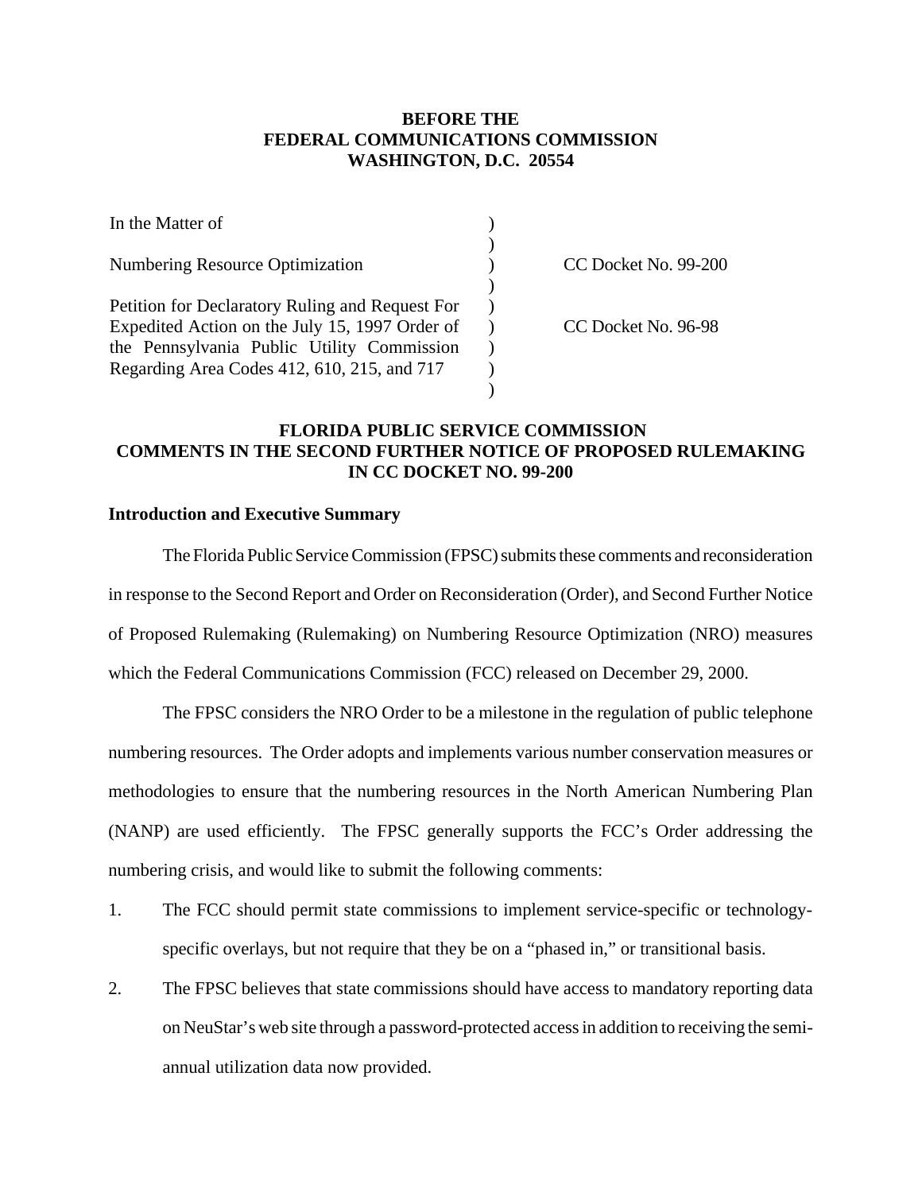**BEFORE THE**
**FEDERAL COMMUNICATIONS COMMISSION**
**WASHINGTON, D.C. 20554**

| | | |
|---|---|---|
| In the Matter of | ) | |
| | ) | |
| Numbering Resource Optimization | ) | CC Docket No. 99-200 |
| | ) | |
| Petition for Declaratory Ruling and Request For Expedited Action on the July 15, 1997 Order of the Pennsylvania Public Utility Commission Regarding Area Codes 412, 610, 215, and 717 | ) | CC Docket No. 96-98 |
| | ) | |

**FLORIDA PUBLIC SERVICE COMMISSION**
**COMMENTS IN THE SECOND FURTHER NOTICE OF PROPOSED RULEMAKING**
**IN CC DOCKET NO. 99-200**

## Introduction and Executive Summary

The Florida Public Service Commission (FPSC) submits these comments and reconsideration in response to the Second Report and Order on Reconsideration (Order), and Second Further Notice of Proposed Rulemaking (Rulemaking) on Numbering Resource Optimization (NRO) measures which the Federal Communications Commission (FCC) released on December 29, 2000.

The FPSC considers the NRO Order to be a milestone in the regulation of public telephone numbering resources. The Order adopts and implements various number conservation measures or methodologies to ensure that the numbering resources in the North American Numbering Plan (NANP) are used efficiently. The FPSC generally supports the FCC's Order addressing the numbering crisis, and would like to submit the following comments:

1. The FCC should permit state commissions to implement service-specific or technology-specific overlays, but not require that they be on a "phased in," or transitional basis.
2. The FPSC believes that state commissions should have access to mandatory reporting data on NeuStar's web site through a password-protected access in addition to receiving the semi-annual utilization data now provided.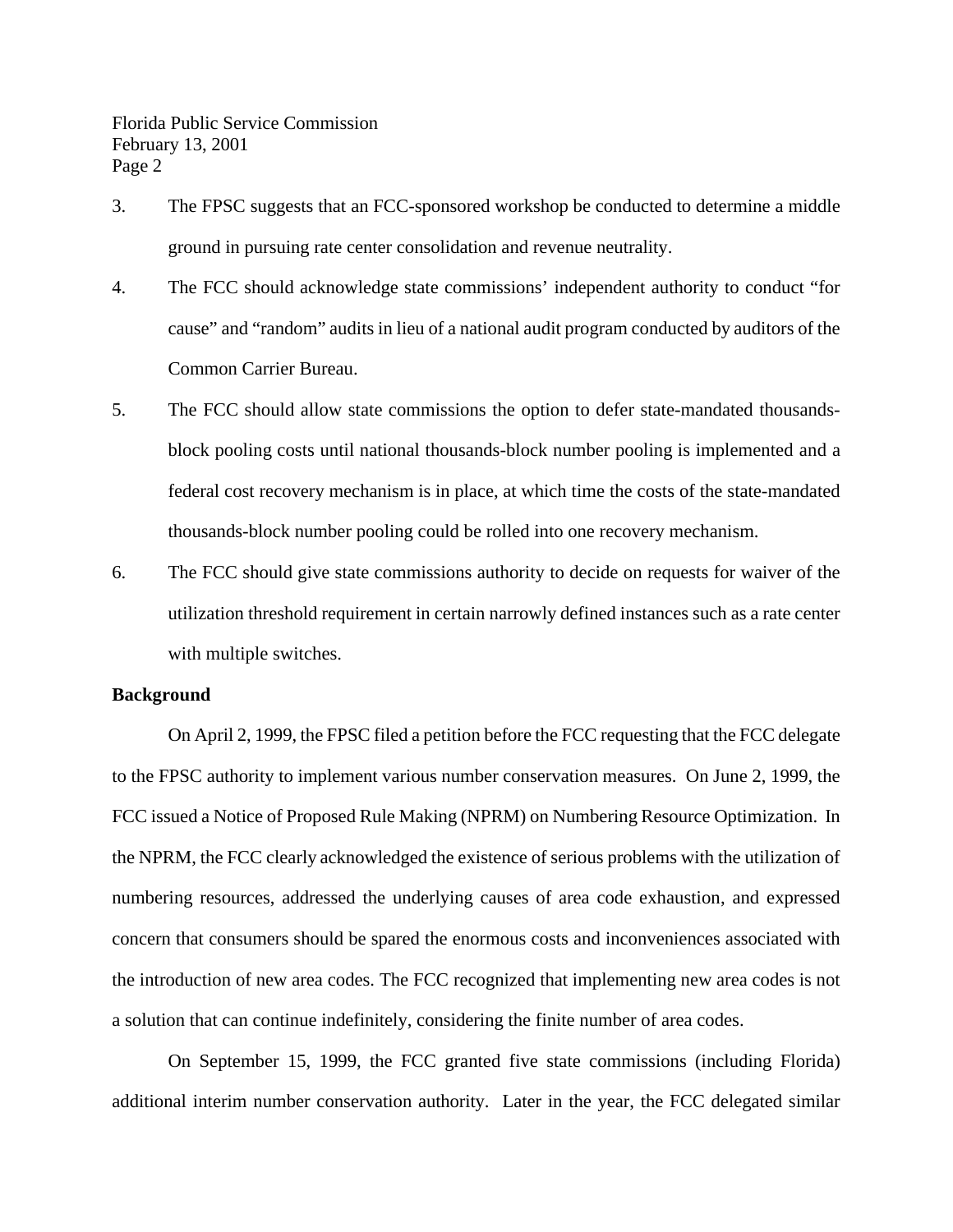3. The FPSC suggests that an FCC-sponsored workshop be conducted to determine a middle ground in pursuing rate center consolidation and revenue neutrality.

4. The FCC should acknowledge state commissions' independent authority to conduct "for cause" and "random" audits in lieu of a national audit program conducted by auditors of the Common Carrier Bureau.

5. The FCC should allow state commissions the option to defer state-mandated thousands-block pooling costs until national thousands-block number pooling is implemented and a federal cost recovery mechanism is in place, at which time the costs of the state-mandated thousands-block number pooling could be rolled into one recovery mechanism.

6. The FCC should give state commissions authority to decide on requests for waiver of the utilization threshold requirement in certain narrowly defined instances such as a rate center with multiple switches.

**Background**

On April 2, 1999, the FPSC filed a petition before the FCC requesting that the FCC delegate to the FPSC authority to implement various number conservation measures. On June 2, 1999, the FCC issued a Notice of Proposed Rule Making (NPRM) on Numbering Resource Optimization. In the NPRM, the FCC clearly acknowledged the existence of serious problems with the utilization of numbering resources, addressed the underlying causes of area code exhaustion, and expressed concern that consumers should be spared the enormous costs and inconveniences associated with the introduction of new area codes. The FCC recognized that implementing new area codes is not a solution that can continue indefinitely, considering the finite number of area codes.

On September 15, 1999, the FCC granted five state commissions (including Florida) additional interim number conservation authority. Later in the year, the FCC delegated similar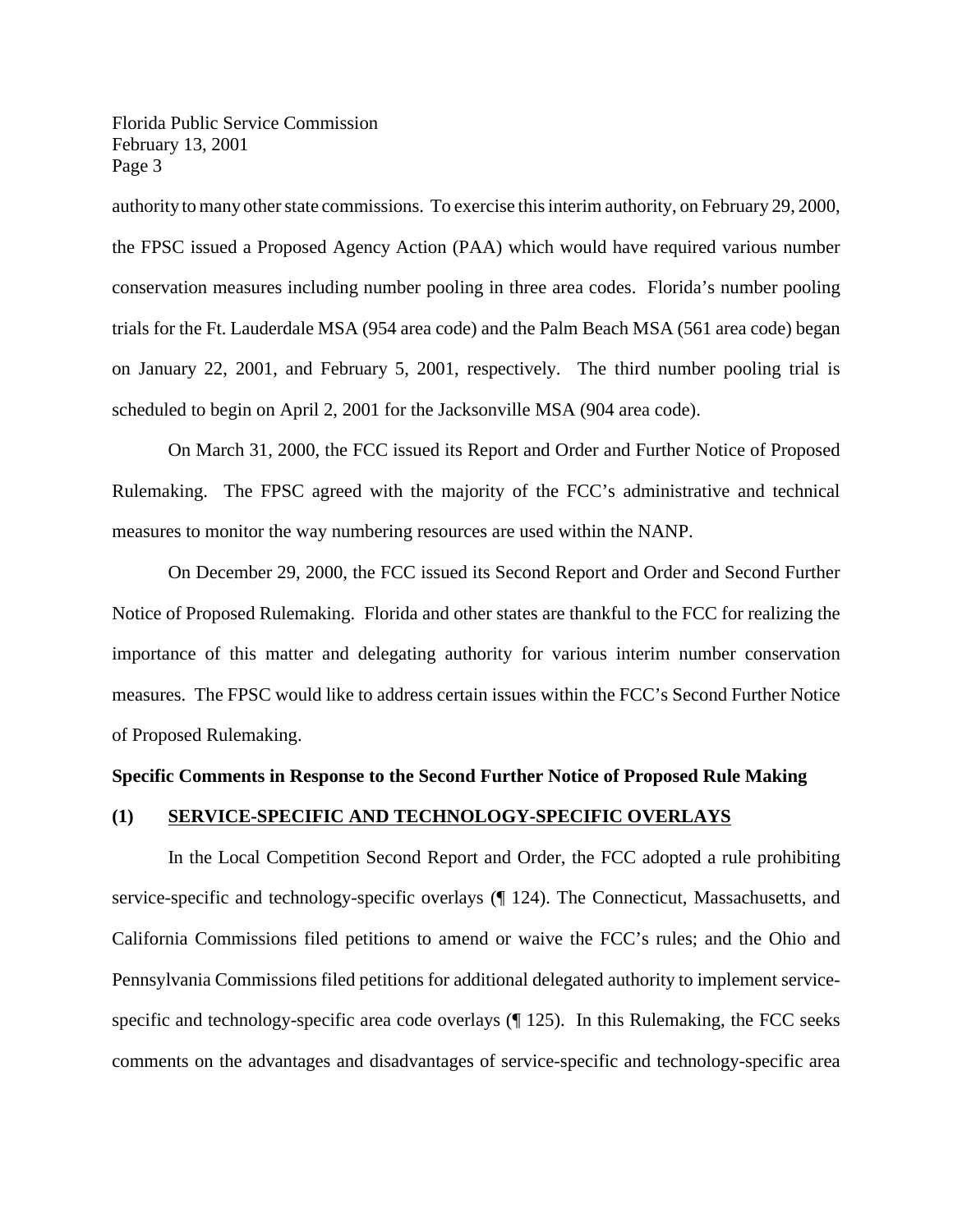authority to many other state commissions. To exercise this interim authority, on February 29, 2000, the FPSC issued a Proposed Agency Action (PAA) which would have required various number conservation measures including number pooling in three area codes. Florida's number pooling trials for the Ft. Lauderdale MSA (954 area code) and the Palm Beach MSA (561 area code) began on January 22, 2001, and February 5, 2001, respectively. The third number pooling trial is scheduled to begin on April 2, 2001 for the Jacksonville MSA (904 area code).

On March 31, 2000, the FCC issued its Report and Order and Further Notice of Proposed Rulemaking. The FPSC agreed with the majority of the FCC's administrative and technical measures to monitor the way numbering resources are used within the NANP.

On December 29, 2000, the FCC issued its Second Report and Order and Second Further Notice of Proposed Rulemaking. Florida and other states are thankful to the FCC for realizing the importance of this matter and delegating authority for various interim number conservation measures. The FPSC would like to address certain issues within the FCC's Second Further Notice of Proposed Rulemaking.

**Specific Comments in Response to the Second Further Notice of Proposed Rule Making**

**(1) SERVICE-SPECIFIC AND TECHNOLOGY-SPECIFIC OVERLAYS**

In the Local Competition Second Report and Order, the FCC adopted a rule prohibiting service-specific and technology-specific overlays (¶ 124). The Connecticut, Massachusetts, and California Commissions filed petitions to amend or waive the FCC's rules; and the Ohio and Pennsylvania Commissions filed petitions for additional delegated authority to implement service-specific and technology-specific area code overlays (¶ 125). In this Rulemaking, the FCC seeks comments on the advantages and disadvantages of service-specific and technology-specific area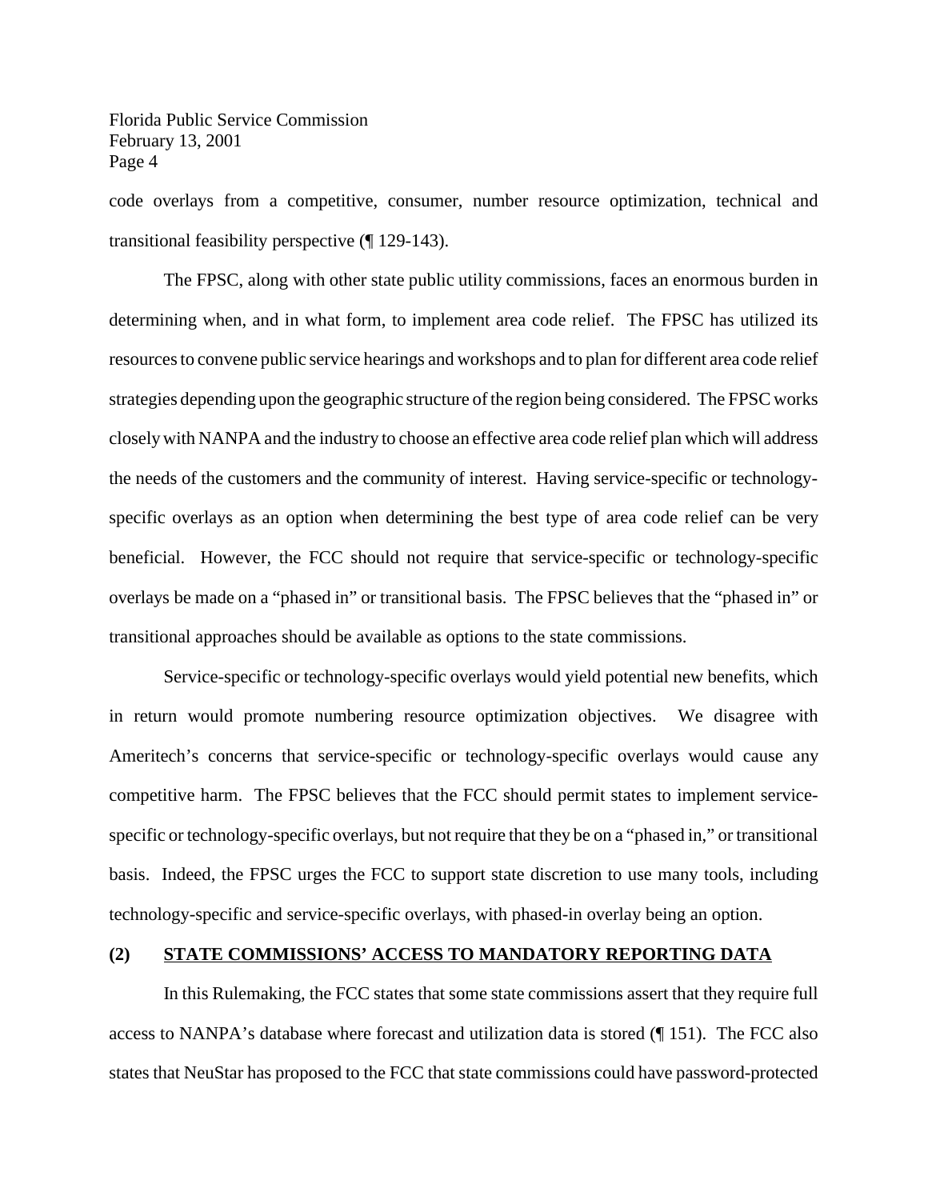code overlays from a competitive, consumer, number resource optimization, technical and transitional feasibility perspective (¶ 129-143).

The FPSC, along with other state public utility commissions, faces an enormous burden in determining when, and in what form, to implement area code relief. The FPSC has utilized its resources to convene public service hearings and workshops and to plan for different area code relief strategies depending upon the geographic structure of the region being considered. The FPSC works closely with NANPA and the industry to choose an effective area code relief plan which will address the needs of the customers and the community of interest. Having service-specific or technology-specific overlays as an option when determining the best type of area code relief can be very beneficial. However, the FCC should not require that service-specific or technology-specific overlays be made on a "phased in" or transitional basis. The FPSC believes that the "phased in" or transitional approaches should be available as options to the state commissions.

Service-specific or technology-specific overlays would yield potential new benefits, which in return would promote numbering resource optimization objectives. We disagree with Ameritech's concerns that service-specific or technology-specific overlays would cause any competitive harm. The FPSC believes that the FCC should permit states to implement service-specific or technology-specific overlays, but not require that they be on a "phased in," or transitional basis. Indeed, the FPSC urges the FCC to support state discretion to use many tools, including technology-specific and service-specific overlays, with phased-in overlay being an option.

**(2) STATE COMMISSIONS' ACCESS TO MANDATORY REPORTING DATA**

In this Rulemaking, the FCC states that some state commissions assert that they require full access to NANPA's database where forecast and utilization data is stored (¶ 151). The FCC also states that NeuStar has proposed to the FCC that state commissions could have password-protected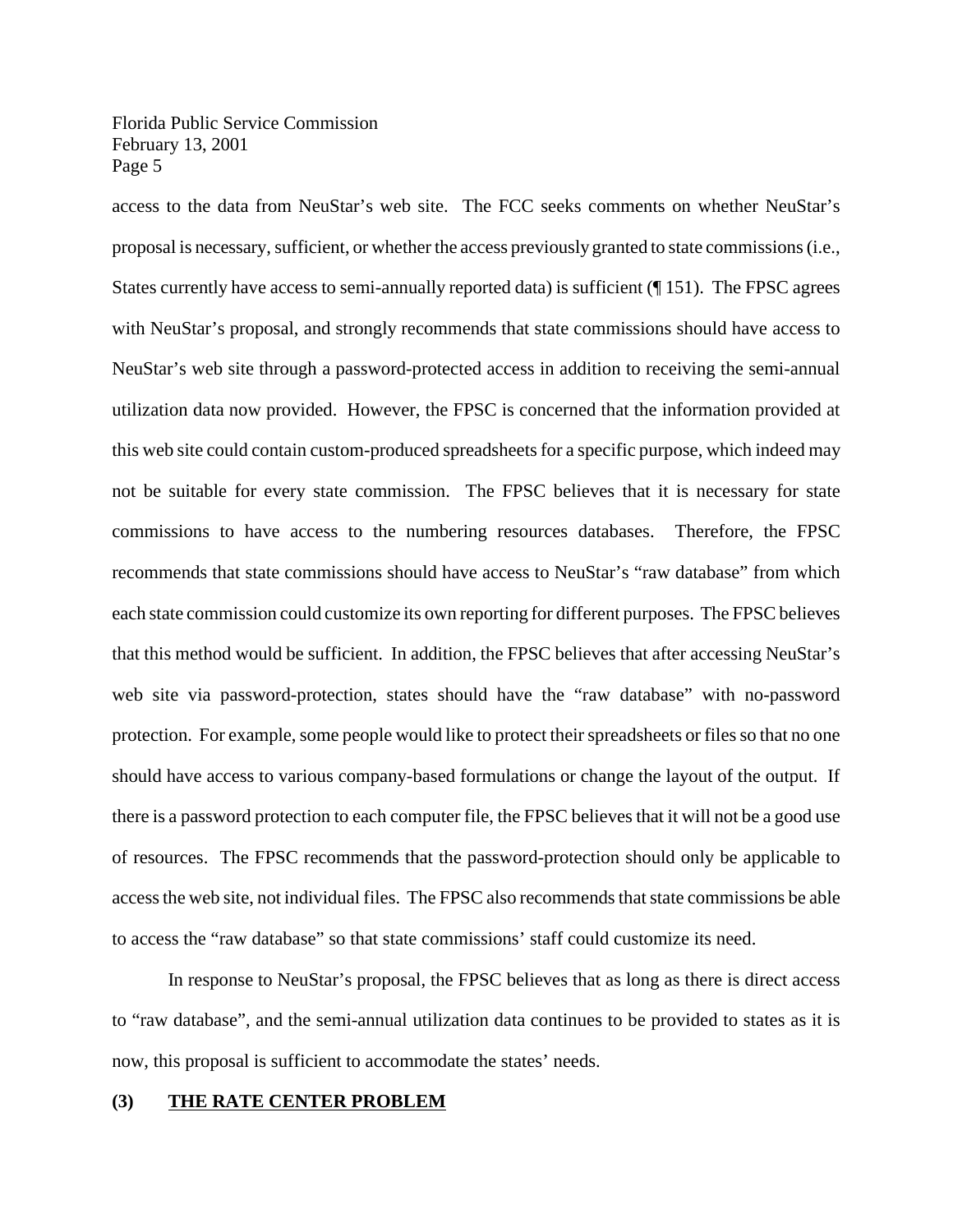access to the data from NeuStar's web site. The FCC seeks comments on whether NeuStar's proposal is necessary, sufficient, or whether the access previously granted to state commissions (i.e., States currently have access to semi-annually reported data) is sufficient (¶ 151). The FPSC agrees with NeuStar's proposal, and strongly recommends that state commissions should have access to NeuStar's web site through a password-protected access in addition to receiving the semi-annual utilization data now provided. However, the FPSC is concerned that the information provided at this web site could contain custom-produced spreadsheets for a specific purpose, which indeed may not be suitable for every state commission. The FPSC believes that it is necessary for state commissions to have access to the numbering resources databases. Therefore, the FPSC recommends that state commissions should have access to NeuStar's "raw database" from which each state commission could customize its own reporting for different purposes. The FPSC believes that this method would be sufficient. In addition, the FPSC believes that after accessing NeuStar's web site via password-protection, states should have the "raw database" with no-password protection. For example, some people would like to protect their spreadsheets or files so that no one should have access to various company-based formulations or change the layout of the output. If there is a password protection to each computer file, the FPSC believes that it will not be a good use of resources. The FPSC recommends that the password-protection should only be applicable to access the web site, not individual files. The FPSC also recommends that state commissions be able to access the "raw database" so that state commissions' staff could customize its need.

In response to NeuStar's proposal, the FPSC believes that as long as there is direct access to "raw database", and the semi-annual utilization data continues to be provided to states as it is now, this proposal is sufficient to accommodate the states' needs.

## (3) THE RATE CENTER PROBLEM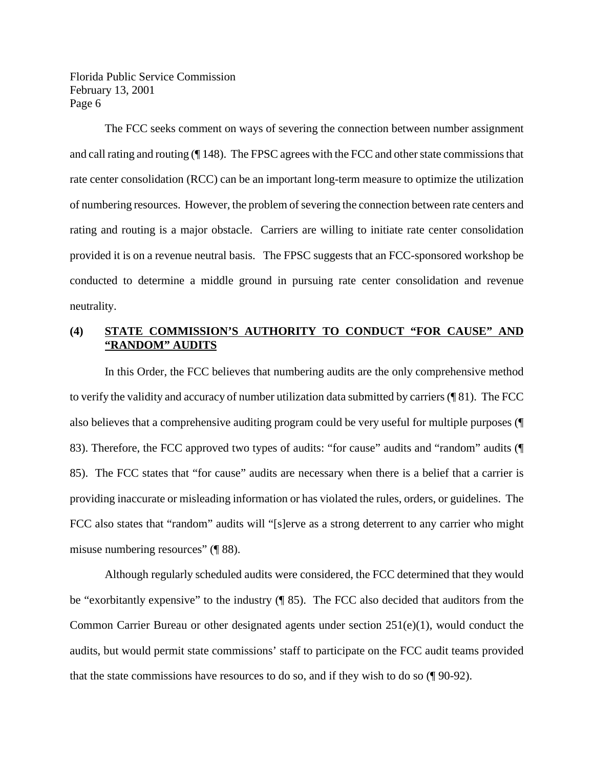The FCC seeks comment on ways of severing the connection between number assignment and call rating and routing (¶ 148). The FPSC agrees with the FCC and other state commissions that rate center consolidation (RCC) can be an important long-term measure to optimize the utilization of numbering resources. However, the problem of severing the connection between rate centers and rating and routing is a major obstacle. Carriers are willing to initiate rate center consolidation provided it is on a revenue neutral basis. The FPSC suggests that an FCC-sponsored workshop be conducted to determine a middle ground in pursuing rate center consolidation and revenue neutrality.

## (4) STATE COMMISSION'S AUTHORITY TO CONDUCT "FOR CAUSE" AND "RANDOM" AUDITS

In this Order, the FCC believes that numbering audits are the only comprehensive method to verify the validity and accuracy of number utilization data submitted by carriers (¶ 81). The FCC also believes that a comprehensive auditing program could be very useful for multiple purposes (¶ 83). Therefore, the FCC approved two types of audits: "for cause" audits and "random" audits (¶ 85). The FCC states that "for cause" audits are necessary when there is a belief that a carrier is providing inaccurate or misleading information or has violated the rules, orders, or guidelines. The FCC also states that "random" audits will "[s]erve as a strong deterrent to any carrier who might misuse numbering resources" (¶ 88).

Although regularly scheduled audits were considered, the FCC determined that they would be "exorbitantly expensive" to the industry (¶ 85). The FCC also decided that auditors from the Common Carrier Bureau or other designated agents under section 251(e)(1), would conduct the audits, but would permit state commissions' staff to participate on the FCC audit teams provided that the state commissions have resources to do so, and if they wish to do so (¶ 90-92).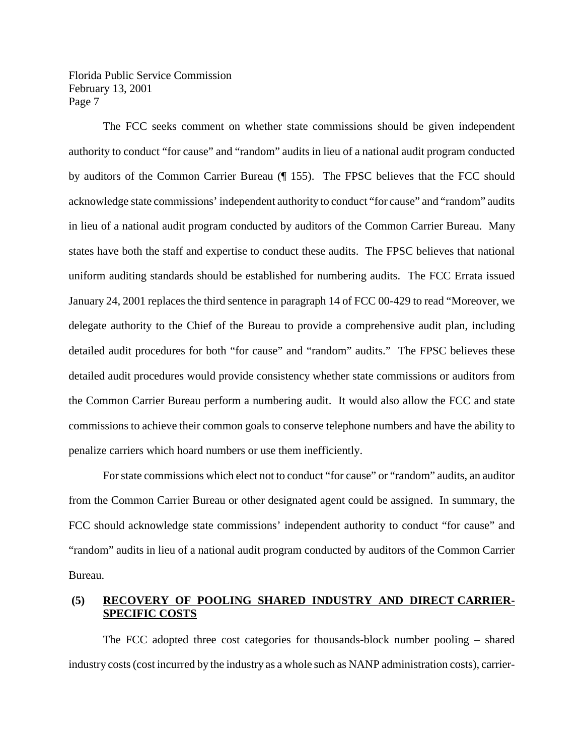The FCC seeks comment on whether state commissions should be given independent authority to conduct "for cause" and "random" audits in lieu of a national audit program conducted by auditors of the Common Carrier Bureau (¶ 155). The FPSC believes that the FCC should acknowledge state commissions' independent authority to conduct "for cause" and "random" audits in lieu of a national audit program conducted by auditors of the Common Carrier Bureau. Many states have both the staff and expertise to conduct these audits. The FPSC believes that national uniform auditing standards should be established for numbering audits. The FCC Errata issued January 24, 2001 replaces the third sentence in paragraph 14 of FCC 00-429 to read "Moreover, we delegate authority to the Chief of the Bureau to provide a comprehensive audit plan, including detailed audit procedures for both "for cause" and "random" audits." The FPSC believes these detailed audit procedures would provide consistency whether state commissions or auditors from the Common Carrier Bureau perform a numbering audit. It would also allow the FCC and state commissions to achieve their common goals to conserve telephone numbers and have the ability to penalize carriers which hoard numbers or use them inefficiently.

For state commissions which elect not to conduct "for cause" or "random" audits, an auditor from the Common Carrier Bureau or other designated agent could be assigned. In summary, the FCC should acknowledge state commissions' independent authority to conduct "for cause" and "random" audits in lieu of a national audit program conducted by auditors of the Common Carrier Bureau.

**(5) <u>RECOVERY OF POOLING SHARED INDUSTRY AND DIRECT CARRIER-SPECIFIC COSTS</u>**

The FCC adopted three cost categories for thousands-block number pooling – shared industry costs (cost incurred by the industry as a whole such as NANP administration costs), carrier-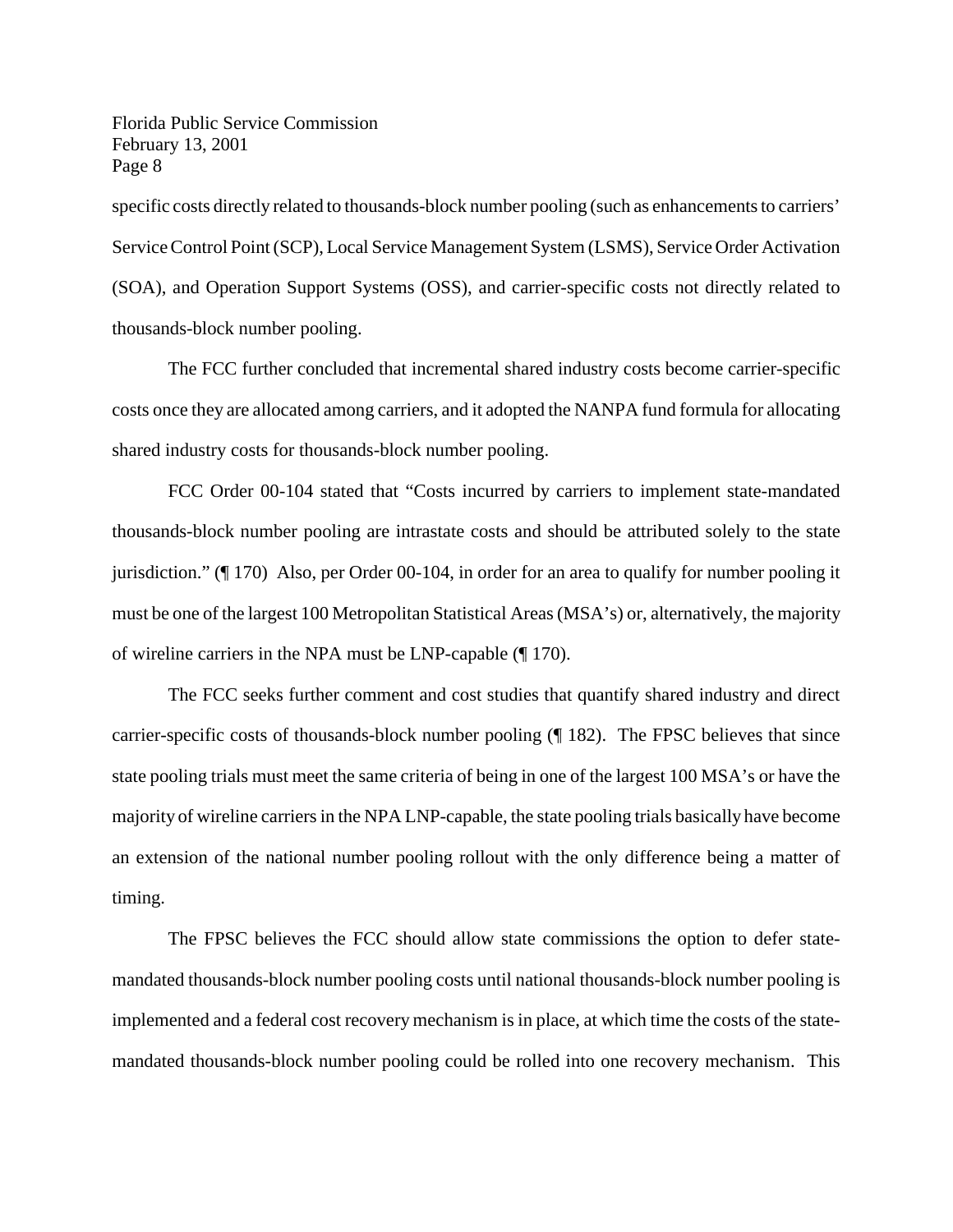specific costs directly related to thousands-block number pooling (such as enhancements to carriers' Service Control Point (SCP), Local Service Management System (LSMS), Service Order Activation (SOA), and Operation Support Systems (OSS), and carrier-specific costs not directly related to thousands-block number pooling.

The FCC further concluded that incremental shared industry costs become carrier-specific costs once they are allocated among carriers, and it adopted the NANPA fund formula for allocating shared industry costs for thousands-block number pooling.

FCC Order 00-104 stated that "Costs incurred by carriers to implement state-mandated thousands-block number pooling are intrastate costs and should be attributed solely to the state jurisdiction." (¶ 170) Also, per Order 00-104, in order for an area to qualify for number pooling it must be one of the largest 100 Metropolitan Statistical Areas (MSA's) or, alternatively, the majority of wireline carriers in the NPA must be LNP-capable (¶ 170).

The FCC seeks further comment and cost studies that quantify shared industry and direct carrier-specific costs of thousands-block number pooling (¶ 182). The FPSC believes that since state pooling trials must meet the same criteria of being in one of the largest 100 MSA's or have the majority of wireline carriers in the NPA LNP-capable, the state pooling trials basically have become an extension of the national number pooling rollout with the only difference being a matter of timing.

The FPSC believes the FCC should allow state commissions the option to defer state-mandated thousands-block number pooling costs until national thousands-block number pooling is implemented and a federal cost recovery mechanism is in place, at which time the costs of the state-mandated thousands-block number pooling could be rolled into one recovery mechanism. This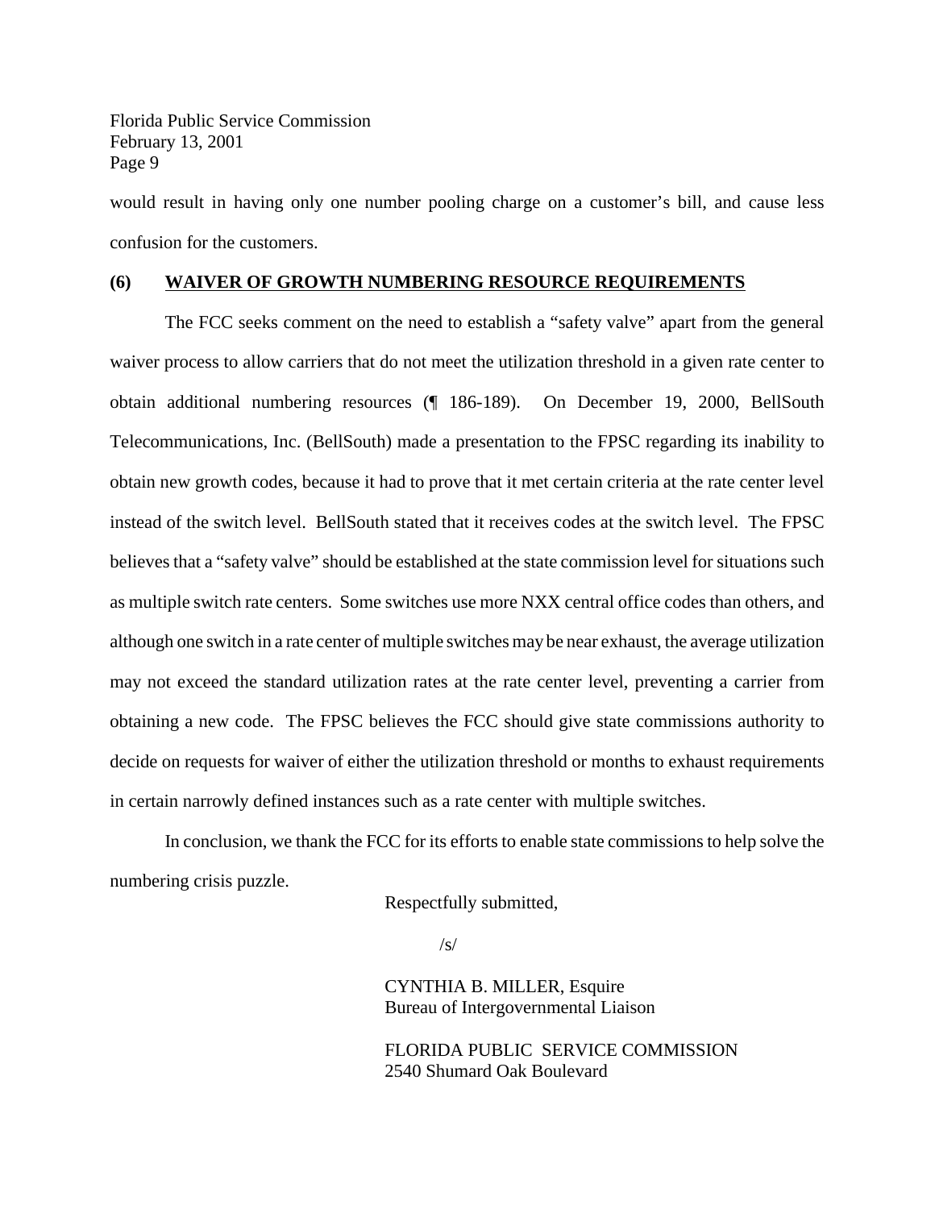would result in having only one number pooling charge on a customer's bill, and cause less confusion for the customers.

**(6) WAIVER OF GROWTH NUMBERING RESOURCE REQUIREMENTS**

The FCC seeks comment on the need to establish a "safety valve" apart from the general waiver process to allow carriers that do not meet the utilization threshold in a given rate center to obtain additional numbering resources (¶ 186-189). On December 19, 2000, BellSouth Telecommunications, Inc. (BellSouth) made a presentation to the FPSC regarding its inability to obtain new growth codes, because it had to prove that it met certain criteria at the rate center level instead of the switch level. BellSouth stated that it receives codes at the switch level. The FPSC believes that a "safety valve" should be established at the state commission level for situations such as multiple switch rate centers. Some switches use more NXX central office codes than others, and although one switch in a rate center of multiple switches may be near exhaust, the average utilization may not exceed the standard utilization rates at the rate center level, preventing a carrier from obtaining a new code. The FPSC believes the FCC should give state commissions authority to decide on requests for waiver of either the utilization threshold or months to exhaust requirements in certain narrowly defined instances such as a rate center with multiple switches.

In conclusion, we thank the FCC for its efforts to enable state commissions to help solve the numbering crisis puzzle.

Respectfully submitted,

/s/

CYNTHIA B. MILLER, Esquire
Bureau of Intergovernmental Liaison

FLORIDA PUBLIC SERVICE COMMISSION
2540 Shumard Oak Boulevard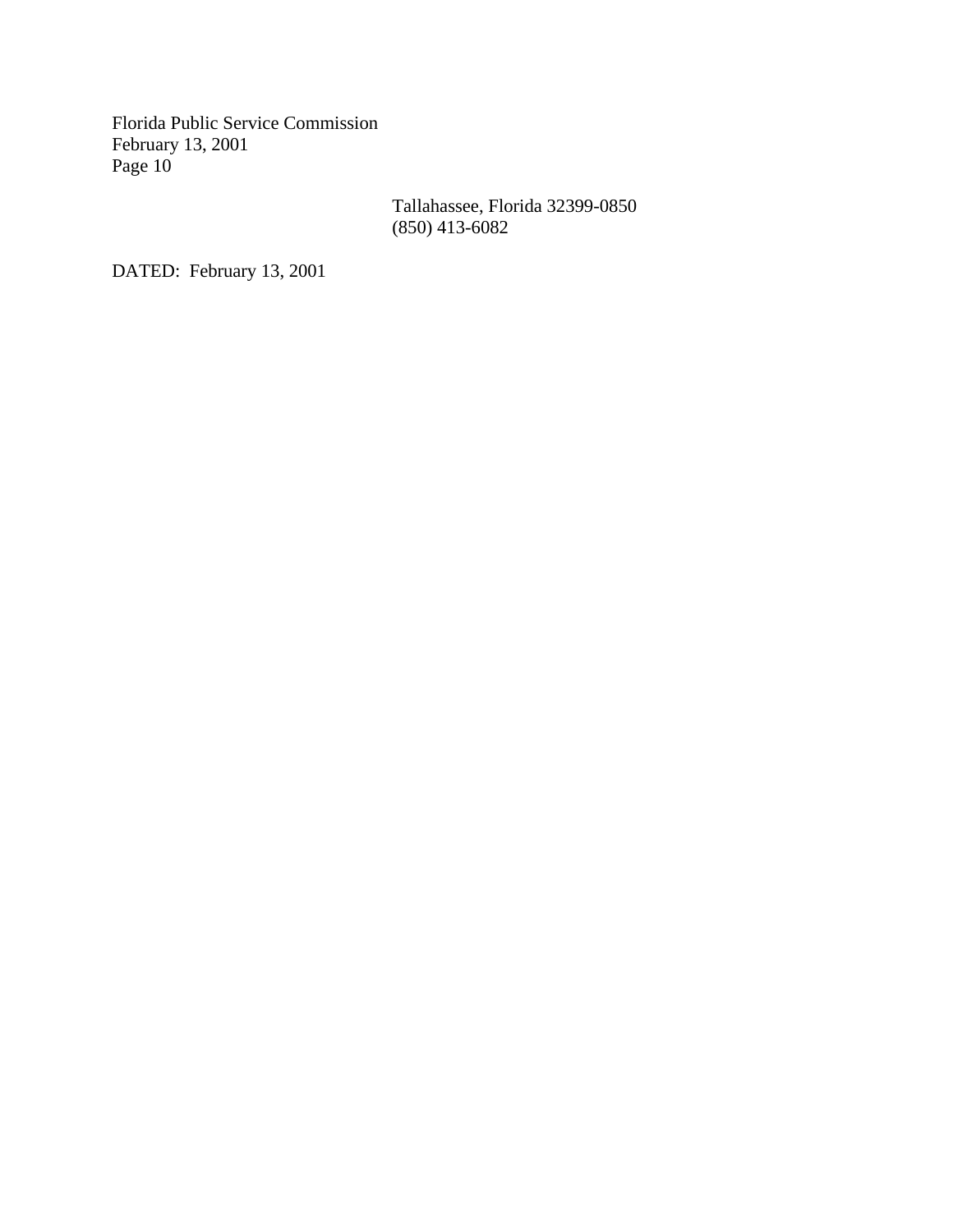Tallahassee, Florida 32399-0850
(850) 413-6082

DATED: February 13, 2001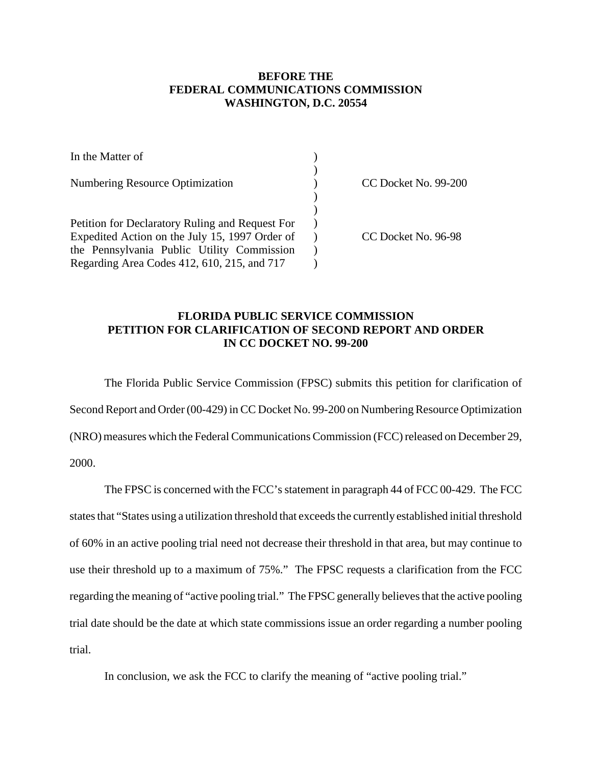**BEFORE THE**
**FEDERAL COMMUNICATIONS COMMISSION**
**WASHINGTON, D.C. 20554**

| | | |
|---|---|---|
| In the Matter of | ) | |
| | ) | |
| Numbering Resource Optimization | ) | CC Docket No. 99-200 |
| | ) | |
| | ) | |
| Petition for Declaratory Ruling and Request For Expedited Action on the July 15, 1997 Order of the Pennsylvania Public Utility Commission Regarding Area Codes 412, 610, 215, and 717 | ) | CC Docket No. 96-98 |

**FLORIDA PUBLIC SERVICE COMMISSION**
**PETITION FOR CLARIFICATION OF SECOND REPORT AND ORDER**
**IN CC DOCKET NO. 99-200**

The Florida Public Service Commission (FPSC) submits this petition for clarification of Second Report and Order (00-429) in CC Docket No. 99-200 on Numbering Resource Optimization (NRO) measures which the Federal Communications Commission (FCC) released on December 29, 2000.

The FPSC is concerned with the FCC's statement in paragraph 44 of FCC 00-429. The FCC states that "States using a utilization threshold that exceeds the currently established initial threshold of 60% in an active pooling trial need not decrease their threshold in that area, but may continue to use their threshold up to a maximum of 75%." The FPSC requests a clarification from the FCC regarding the meaning of "active pooling trial." The FPSC generally believes that the active pooling trial date should be the date at which state commissions issue an order regarding a number pooling trial.

In conclusion, we ask the FCC to clarify the meaning of "active pooling trial."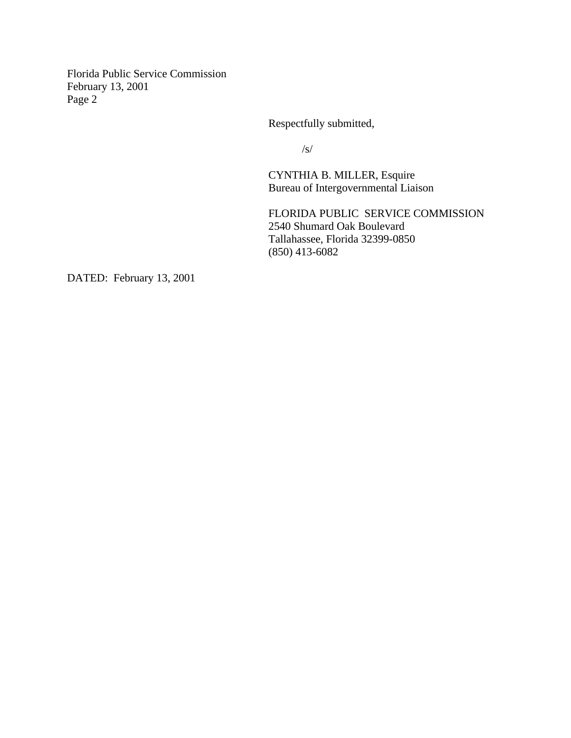Respectfully submitted,

/s/

CYNTHIA B. MILLER, Esquire
Bureau of Intergovernmental Liaison

FLORIDA PUBLIC SERVICE COMMISSION
2540 Shumard Oak Boulevard
Tallahassee, Florida 32399-0850
(850) 413-6082

DATED: February 13, 2001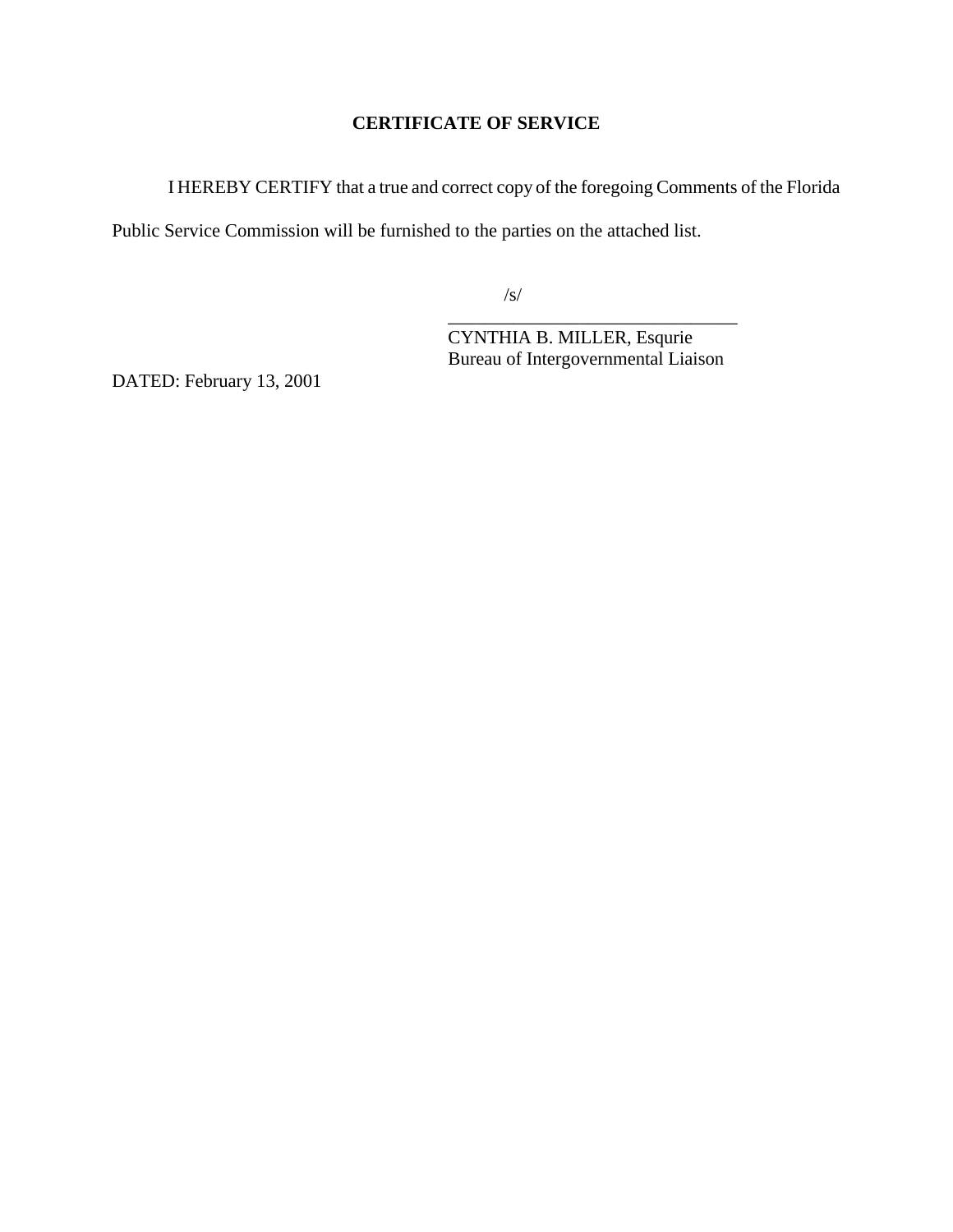## CERTIFICATE OF SERVICE

I HEREBY CERTIFY that a true and correct copy of the foregoing Comments of the Florida Public Service Commission will be furnished to the parties on the attached list.

/s/

\_\_\_\_\_\_\_\_\_\_\_\_\_\_\_\_\_\_\_\_\_\_\_\_\_\_\_\_\_\_\_\_

CYNTHIA B. MILLER, Esqurie
Bureau of Intergovernmental Liaison

DATED: February 13, 2001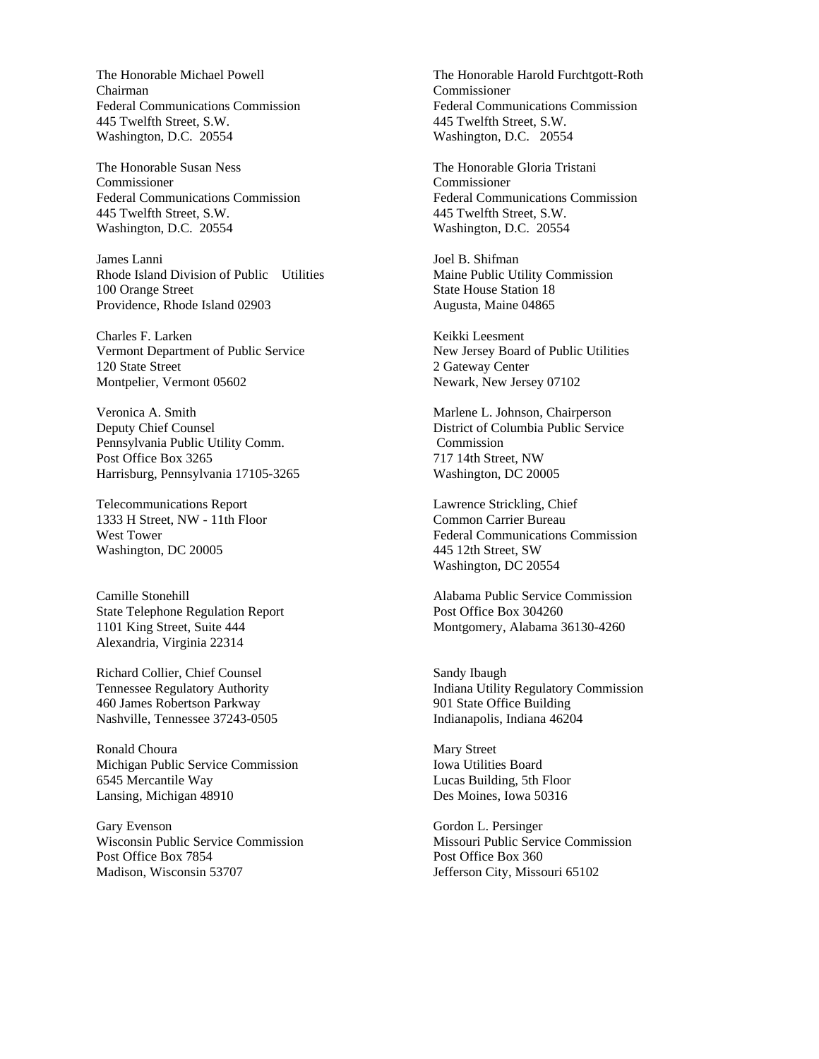The Honorable Michael Powell
Chairman
Federal Communications Commission
445 Twelfth Street, S.W.
Washington, D.C. 20554

The Honorable Harold Furchtgott-Roth
Commissioner
Federal Communications Commission
445 Twelfth Street, S.W.
Washington, D.C. 20554

The Honorable Susan Ness
Commissioner
Federal Communications Commission
445 Twelfth Street, S.W.
Washington, D.C. 20554

The Honorable Gloria Tristani
Commissioner
Federal Communications Commission
445 Twelfth Street, S.W.
Washington, D.C. 20554

James Lanni
Rhode Island Division of Public Utilities
100 Orange Street
Providence, Rhode Island 02903

Joel B. Shifman
Maine Public Utility Commission
State House Station 18
Augusta, Maine 04865

Charles F. Larken
Vermont Department of Public Service
120 State Street
Montpelier, Vermont 05602

Keikki Leesment
New Jersey Board of Public Utilities
2 Gateway Center
Newark, New Jersey 07102

Veronica A. Smith
Deputy Chief Counsel
Pennsylvania Public Utility Comm.
Post Office Box 3265
Harrisburg, Pennsylvania 17105-3265

Marlene L. Johnson, Chairperson
District of Columbia Public Service Commission
717 14th Street, NW
Washington, DC 20005

Telecommunications Report
1333 H Street, NW - 11th Floor
West Tower
Washington, DC 20005

Lawrence Strickling, Chief
Common Carrier Bureau
Federal Communications Commission
445 12th Street, SW
Washington, DC 20554

Camille Stonehill
State Telephone Regulation Report
1101 King Street, Suite 444
Alexandria, Virginia 22314

Alabama Public Service Commission
Post Office Box 304260
Montgomery, Alabama 36130-4260

Richard Collier, Chief Counsel
Tennessee Regulatory Authority
460 James Robertson Parkway
Nashville, Tennessee 37243-0505

Sandy Ibaugh
Indiana Utility Regulatory Commission
901 State Office Building
Indianapolis, Indiana 46204

Ronald Choura
Michigan Public Service Commission
6545 Mercantile Way
Lansing, Michigan 48910

Mary Street
Iowa Utilities Board
Lucas Building, 5th Floor
Des Moines, Iowa 50316

Gary Evenson
Wisconsin Public Service Commission
Post Office Box 7854
Madison, Wisconsin 53707

Gordon L. Persinger
Missouri Public Service Commission
Post Office Box 360
Jefferson City, Missouri 65102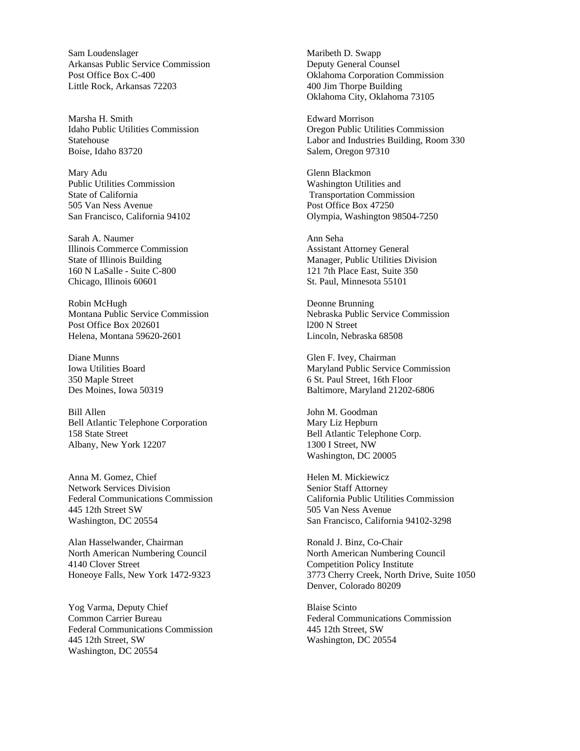Sam Loudenslager
Arkansas Public Service Commission
Post Office Box C-400
Little Rock, Arkansas 72203

Marsha H. Smith
Idaho Public Utilities Commission
Statehouse
Boise, Idaho 83720

Mary Adu
Public Utilities Commission
State of California
505 Van Ness Avenue
San Francisco, California 94102

Sarah A. Naumer
Illinois Commerce Commission
State of Illinois Building
160 N LaSalle - Suite C-800
Chicago, Illinois 60601

Robin McHugh
Montana Public Service Commission
Post Office Box 202601
Helena, Montana 59620-2601

Diane Munns
Iowa Utilities Board
350 Maple Street
Des Moines, Iowa 50319

Bill Allen
Bell Atlantic Telephone Corporation
158 State Street
Albany, New York 12207

Anna M. Gomez, Chief
Network Services Division
Federal Communications Commission
445 12th Street SW
Washington, DC 20554

Alan Hasselwander, Chairman
North American Numbering Council
4140 Clover Street
Honeoye Falls, New York 1472-9323

Yog Varma, Deputy Chief
Common Carrier Bureau
Federal Communications Commission
445 12th Street, SW
Washington, DC 20554

Maribeth D. Swapp
Deputy General Counsel
Oklahoma Corporation Commission
400 Jim Thorpe Building
Oklahoma City, Oklahoma 73105

Edward Morrison
Oregon Public Utilities Commission
Labor and Industries Building, Room 330
Salem, Oregon 97310

Glenn Blackmon
Washington Utilities and
Transportation Commission
Post Office Box 47250
Olympia, Washington 98504-7250

Ann Seha
Assistant Attorney General
Manager, Public Utilities Division
121 7th Place East, Suite 350
St. Paul, Minnesota 55101

Deonne Brunning
Nebraska Public Service Commission
l200 N Street
Lincoln, Nebraska 68508

Glen F. Ivey, Chairman
Maryland Public Service Commission
6 St. Paul Street, 16th Floor
Baltimore, Maryland 21202-6806

John M. Goodman
Mary Liz Hepburn
Bell Atlantic Telephone Corp.
1300 I Street, NW
Washington, DC 20005

Helen M. Mickiewicz
Senior Staff Attorney
California Public Utilities Commission
505 Van Ness Avenue
San Francisco, California 94102-3298

Ronald J. Binz, Co-Chair
North American Numbering Council
Competition Policy Institute
3773 Cherry Creek, North Drive, Suite 1050
Denver, Colorado 80209

Blaise Scinto
Federal Communications Commission
445 12th Street, SW
Washington, DC 20554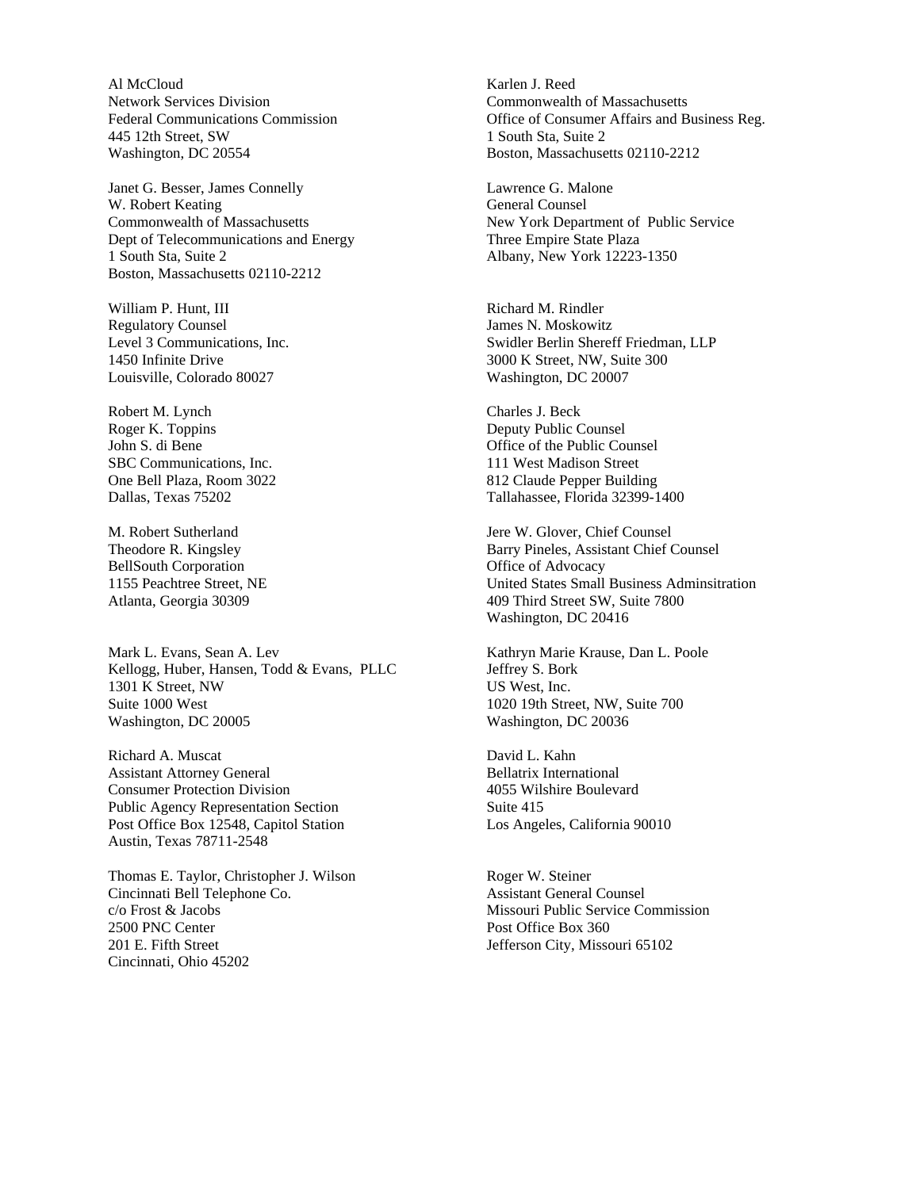Al McCloud
Network Services Division
Federal Communications Commission
445 12th Street, SW
Washington, DC 20554

Janet G. Besser, James Connelly
W. Robert Keating
Commonwealth of Massachusetts
Dept of Telecommunications and Energy
1 South Sta, Suite 2
Boston, Massachusetts 02110-2212

William P. Hunt, III
Regulatory Counsel
Level 3 Communications, Inc.
1450 Infinite Drive
Louisville, Colorado 80027

Robert M. Lynch
Roger K. Toppins
John S. di Bene
SBC Communications, Inc.
One Bell Plaza, Room 3022
Dallas, Texas 75202

M. Robert Sutherland
Theodore R. Kingsley
BellSouth Corporation
1155 Peachtree Street, NE
Atlanta, Georgia 30309

Mark L. Evans, Sean A. Lev
Kellogg, Huber, Hansen, Todd & Evans, PLLC
1301 K Street, NW
Suite 1000 West
Washington, DC 20005

Richard A. Muscat
Assistant Attorney General
Consumer Protection Division
Public Agency Representation Section
Post Office Box 12548, Capitol Station
Austin, Texas 78711-2548

Thomas E. Taylor, Christopher J. Wilson
Cincinnati Bell Telephone Co.
c/o Frost & Jacobs
2500 PNC Center
201 E. Fifth Street
Cincinnati, Ohio 45202

Karlen J. Reed
Commonwealth of Massachusetts
Office of Consumer Affairs and Business Reg.
1 South Sta, Suite 2
Boston, Massachusetts 02110-2212

Lawrence G. Malone
General Counsel
New York Department of Public Service
Three Empire State Plaza
Albany, New York 12223-1350

Richard M. Rindler
James N. Moskowitz
Swidler Berlin Shereff Friedman, LLP
3000 K Street, NW, Suite 300
Washington, DC 20007

Charles J. Beck
Deputy Public Counsel
Office of the Public Counsel
111 West Madison Street
812 Claude Pepper Building
Tallahassee, Florida 32399-1400

Jere W. Glover, Chief Counsel
Barry Pineles, Assistant Chief Counsel
Office of Advocacy
United States Small Business Adminsitration
409 Third Street SW, Suite 7800
Washington, DC 20416

Kathryn Marie Krause, Dan L. Poole
Jeffrey S. Bork
US West, Inc.
1020 19th Street, NW, Suite 700
Washington, DC 20036

David L. Kahn
Bellatrix International
4055 Wilshire Boulevard
Suite 415
Los Angeles, California 90010

Roger W. Steiner
Assistant General Counsel
Missouri Public Service Commission
Post Office Box 360
Jefferson City, Missouri 65102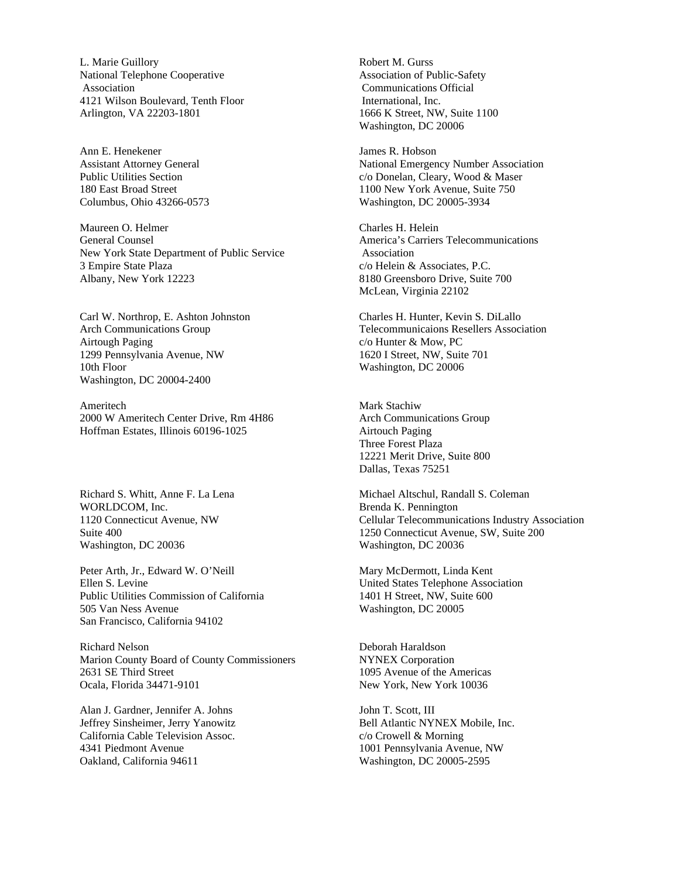L. Marie Guillory
National Telephone Cooperative
Association
4121 Wilson Boulevard, Tenth Floor
Arlington, VA 22203-1801

Robert M. Gurss
Association of Public-Safety
Communications Official
International, Inc.
1666 K Street, NW, Suite 1100
Washington, DC 20006

Ann E. Henekener
Assistant Attorney General
Public Utilities Section
180 East Broad Street
Columbus, Ohio 43266-0573

James R. Hobson
National Emergency Number Association
c/o Donelan, Cleary, Wood & Maser
1100 New York Avenue, Suite 750
Washington, DC 20005-3934

Maureen O. Helmer
General Counsel
New York State Department of Public Service
3 Empire State Plaza
Albany, New York 12223

Charles H. Helein
America's Carriers Telecommunications
Association
c/o Helein & Associates, P.C.
8180 Greensboro Drive, Suite 700
McLean, Virginia 22102

Carl W. Northrop, E. Ashton Johnston
Arch Communications Group
Airtough Paging
1299 Pennsylvania Avenue, NW
10th Floor
Washington, DC 20004-2400

Charles H. Hunter, Kevin S. DiLallo
Telecommunicaions Resellers Association
c/o Hunter & Mow, PC
1620 I Street, NW, Suite 701
Washington, DC 20006

Ameritech
2000 W Ameritech Center Drive, Rm 4H86
Hoffman Estates, Illinois 60196-1025

Mark Stachiw
Arch Communications Group
Airtouch Paging
Three Forest Plaza
12221 Merit Drive, Suite 800
Dallas, Texas 75251

Richard S. Whitt, Anne F. La Lena
WORLDCOM, Inc.
1120 Connecticut Avenue, NW
Suite 400
Washington, DC 20036

Michael Altschul, Randall S. Coleman
Brenda K. Pennington
Cellular Telecommunications Industry Association
1250 Connecticut Avenue, SW, Suite 200
Washington, DC 20036

Peter Arth, Jr., Edward W. O'Neill
Ellen S. Levine
Public Utilities Commission of California
505 Van Ness Avenue
San Francisco, California 94102

Mary McDermott, Linda Kent
United States Telephone Association
1401 H Street, NW, Suite 600
Washington, DC 20005

Richard Nelson
Marion County Board of County Commissioners
2631 SE Third Street
Ocala, Florida 34471-9101

Deborah Haraldson
NYNEX Corporation
1095 Avenue of the Americas
New York, New York 10036

Alan J. Gardner, Jennifer A. Johns
Jeffrey Sinsheimer, Jerry Yanowitz
California Cable Television Assoc.
4341 Piedmont Avenue
Oakland, California 94611

John T. Scott, III
Bell Atlantic NYNEX Mobile, Inc.
c/o Crowell & Morning
1001 Pennsylvania Avenue, NW
Washington, DC 20005-2595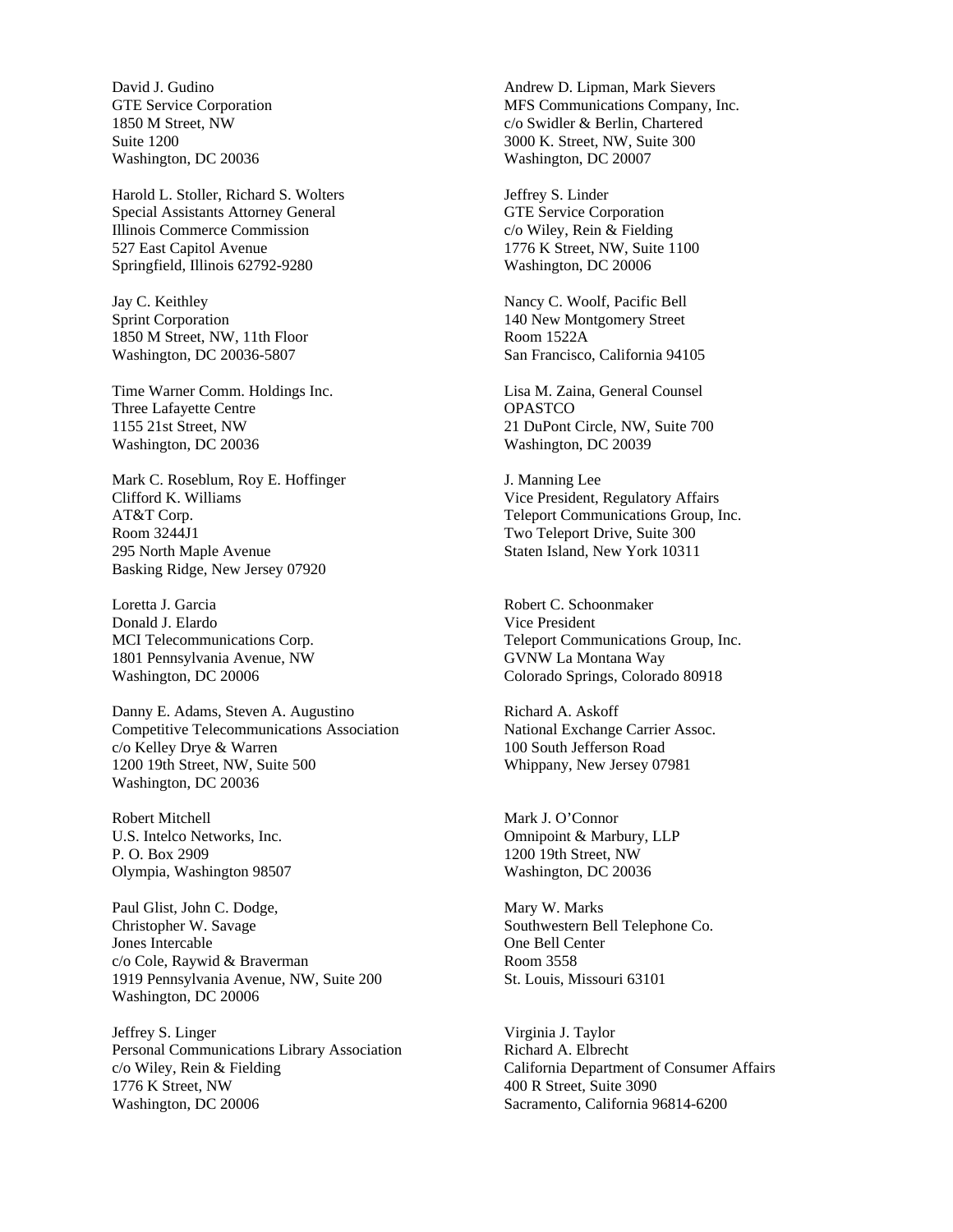David J. Gudino
GTE Service Corporation
1850 M Street, NW
Suite 1200
Washington, DC 20036

Harold L. Stoller, Richard S. Wolters
Special Assistants Attorney General
Illinois Commerce Commission
527 East Capitol Avenue
Springfield, Illinois 62792-9280

Jay C. Keithley
Sprint Corporation
1850 M Street, NW, 11th Floor
Washington, DC 20036-5807

Time Warner Comm. Holdings Inc.
Three Lafayette Centre
1155 21st Street, NW
Washington, DC 20036

Mark C. Roseblum, Roy E. Hoffinger
Clifford K. Williams
AT&T Corp.
Room 3244J1
295 North Maple Avenue
Basking Ridge, New Jersey 07920

Loretta J. Garcia
Donald J. Elardo
MCI Telecommunications Corp.
1801 Pennsylvania Avenue, NW
Washington, DC 20006

Danny E. Adams, Steven A. Augustino
Competitive Telecommunications Association
c/o Kelley Drye & Warren
1200 19th Street, NW, Suite 500
Washington, DC 20036

Robert Mitchell
U.S. Intelco Networks, Inc.
P. O. Box 2909
Olympia, Washington 98507

Paul Glist, John C. Dodge,
Christopher W. Savage
Jones Intercable
c/o Cole, Raywid & Braverman
1919 Pennsylvania Avenue, NW, Suite 200
Washington, DC 20006

Jeffrey S. Linger
Personal Communications Library Association
c/o Wiley, Rein & Fielding
1776 K Street, NW
Washington, DC 20006

Andrew D. Lipman, Mark Sievers
MFS Communications Company, Inc.
c/o Swidler & Berlin, Chartered
3000 K. Street, NW, Suite 300
Washington, DC 20007

Jeffrey S. Linder
GTE Service Corporation
c/o Wiley, Rein & Fielding
1776 K Street, NW, Suite 1100
Washington, DC 20006

Nancy C. Woolf, Pacific Bell
140 New Montgomery Street
Room 1522A
San Francisco, California 94105

Lisa M. Zaina, General Counsel
OPASTCO
21 DuPont Circle, NW, Suite 700
Washington, DC 20039

J. Manning Lee
Vice President, Regulatory Affairs
Teleport Communications Group, Inc.
Two Teleport Drive, Suite 300
Staten Island, New York 10311

Robert C. Schoonmaker
Vice President
Teleport Communications Group, Inc.
GVNW La Montana Way
Colorado Springs, Colorado 80918

Richard A. Askoff
National Exchange Carrier Assoc.
100 South Jefferson Road
Whippany, New Jersey 07981

Mark J. O'Connor
Omnipoint & Marbury, LLP
1200 19th Street, NW
Washington, DC 20036

Mary W. Marks
Southwestern Bell Telephone Co.
One Bell Center
Room 3558
St. Louis, Missouri 63101

Virginia J. Taylor
Richard A. Elbrecht
California Department of Consumer Affairs
400 R Street, Suite 3090
Sacramento, California 96814-6200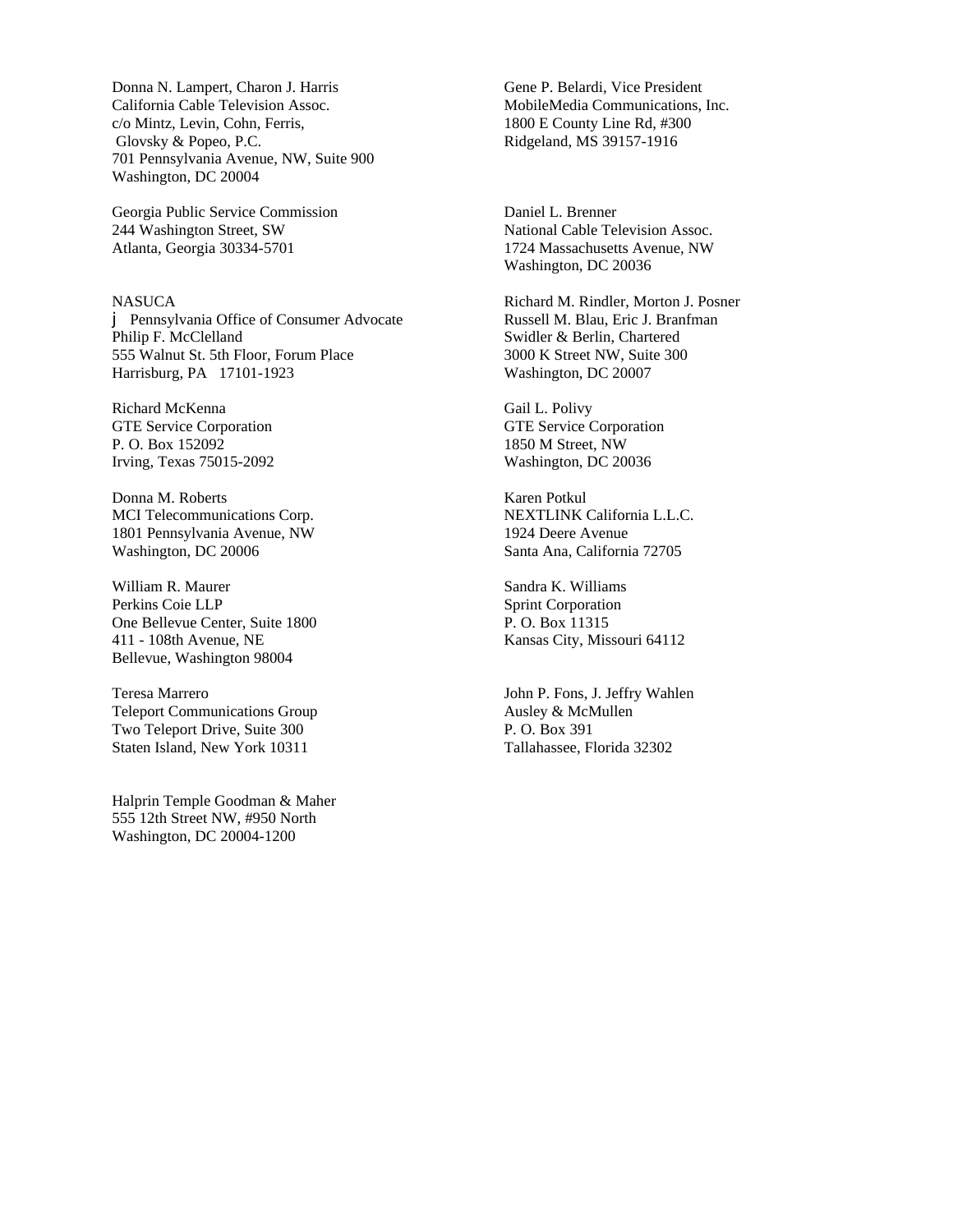Donna N. Lampert, Charon J. Harris
California Cable Television Assoc.
c/o Mintz, Levin, Cohn, Ferris,
Glovsky & Popeo, P.C.
701 Pennsylvania Avenue, NW, Suite 900
Washington, DC 20004

Gene P. Belardi, Vice President
MobileMedia Communications, Inc.
1800 E County Line Rd, #300
Ridgeland, MS 39157-1916

Georgia Public Service Commission
244 Washington Street, SW
Atlanta, Georgia 30334-5701

Daniel L. Brenner
National Cable Television Assoc.
1724 Massachusetts Avenue, NW
Washington, DC 20036

NASUCA
j Pennsylvania Office of Consumer Advocate
Philip F. McClelland
555 Walnut St. 5th Floor, Forum Place
Harrisburg, PA 17101-1923

Richard M. Rindler, Morton J. Posner
Russell M. Blau, Eric J. Branfman
Swidler & Berlin, Chartered
3000 K Street NW, Suite 300
Washington, DC 20007

Richard McKenna
GTE Service Corporation
P. O. Box 152092
Irving, Texas 75015-2092

Gail L. Polivy
GTE Service Corporation
1850 M Street, NW
Washington, DC 20036

Donna M. Roberts
MCI Telecommunications Corp.
1801 Pennsylvania Avenue, NW
Washington, DC 20006

Karen Potkul
NEXTLINK California L.L.C.
1924 Deere Avenue
Santa Ana, California 72705

William R. Maurer
Perkins Coie LLP
One Bellevue Center, Suite 1800
411 - 108th Avenue, NE
Bellevue, Washington 98004

Sandra K. Williams
Sprint Corporation
P. O. Box 11315
Kansas City, Missouri 64112

Teresa Marrero
Teleport Communications Group
Two Teleport Drive, Suite 300
Staten Island, New York 10311

John P. Fons, J. Jeffry Wahlen
Ausley & McMullen
P. O. Box 391
Tallahassee, Florida 32302

Halprin Temple Goodman & Maher
555 12th Street NW, #950 North
Washington, DC 20004-1200